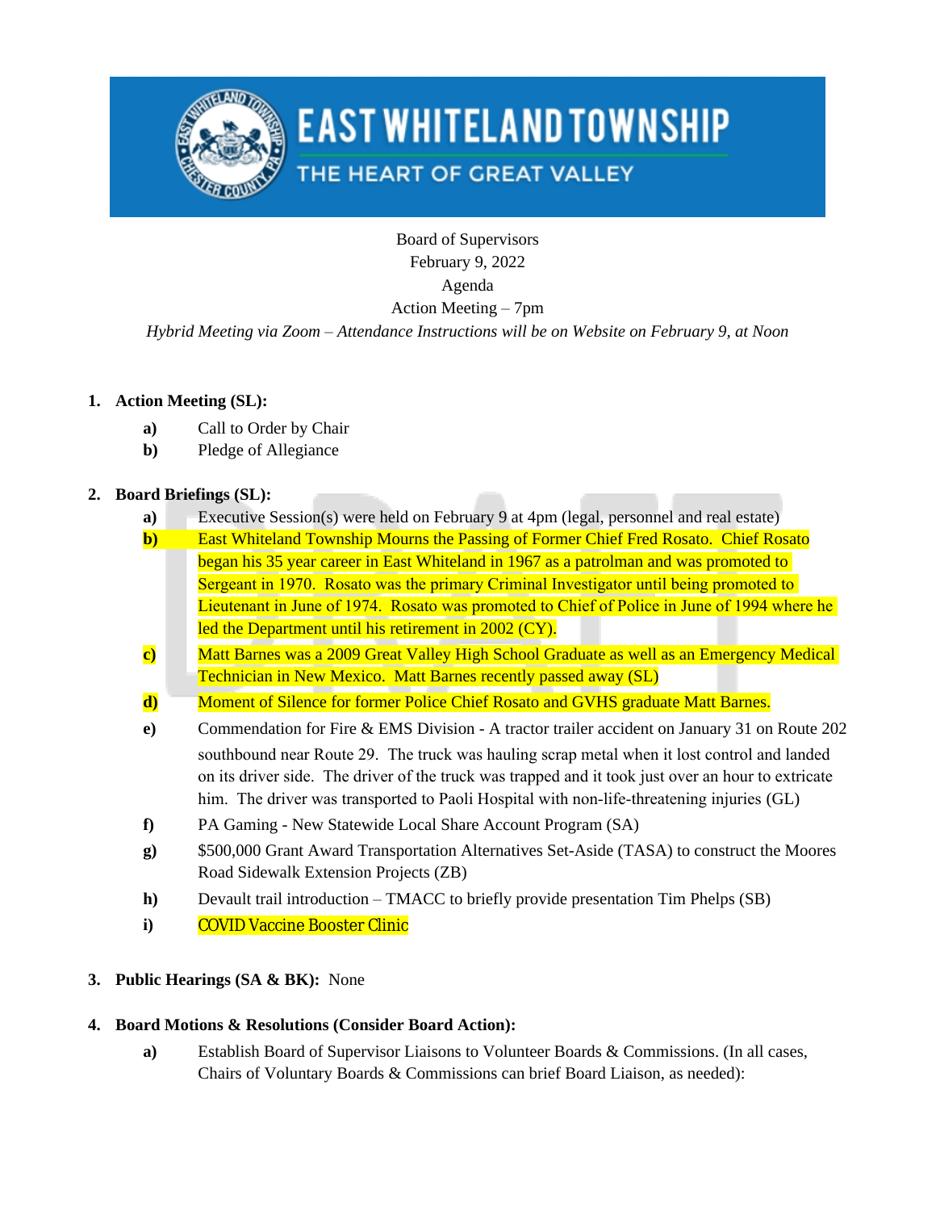EAST WHITELAND TOWNSHIP

THE HEART OF GREAT VALLEY

Board of Supervisors
February 9, 2022
Agenda
Action Meeting – 7pm

*Hybrid Meeting via Zoom – Attendance Instructions will be on Website on February 9, at Noon*

1. **Action Meeting (SL):**
   - **a)** Call to Order by Chair
   - **b)** Pledge of Allegiance

2. **Board Briefings (SL):**
   - **a)** Executive Session(s) were held on February 9 at 4pm (legal, personnel and real estate)
   - **b)** East Whiteland Township Mourns the Passing of Former Chief Fred Rosato. Chief Rosato began his 35 year career in East Whiteland in 1967 as a patrolman and was promoted to Sergeant in 1970. Rosato was the primary Criminal Investigator until being promoted to Lieutenant in June of 1974. Rosato was promoted to Chief of Police in June of 1994 where he led the Department until his retirement in 2002 (CY).
   - **c)** Matt Barnes was a 2009 Great Valley High School Graduate as well as an Emergency Medical Technician in New Mexico. Matt Barnes recently passed away (SL)
   - **d)** Moment of Silence for former Police Chief Rosato and GVHS graduate Matt Barnes.
   - **e)** Commendation for Fire & EMS Division - A tractor trailer accident on January 31 on Route 202 southbound near Route 29. The truck was hauling scrap metal when it lost control and landed on its driver side. The driver of the truck was trapped and it took just over an hour to extricate him. The driver was transported to Paoli Hospital with non-life-threatening injuries (GL)
   - **f)** PA Gaming - New Statewide Local Share Account Program (SA)
   - **g)** $500,000 Grant Award Transportation Alternatives Set-Aside (TASA) to construct the Moores Road Sidewalk Extension Projects (ZB)
   - **h)** Devault trail introduction – TMACC to briefly provide presentation Tim Phelps (SB)
   - **i)** COVID Vaccine Booster Clinic

3. **Public Hearings (SA & BK):** None

4. **Board Motions & Resolutions (Consider Board Action):**
   - **a)** Establish Board of Supervisor Liaisons to Volunteer Boards & Commissions. (In all cases, Chairs of Voluntary Boards & Commissions can brief Board Liaison, as needed):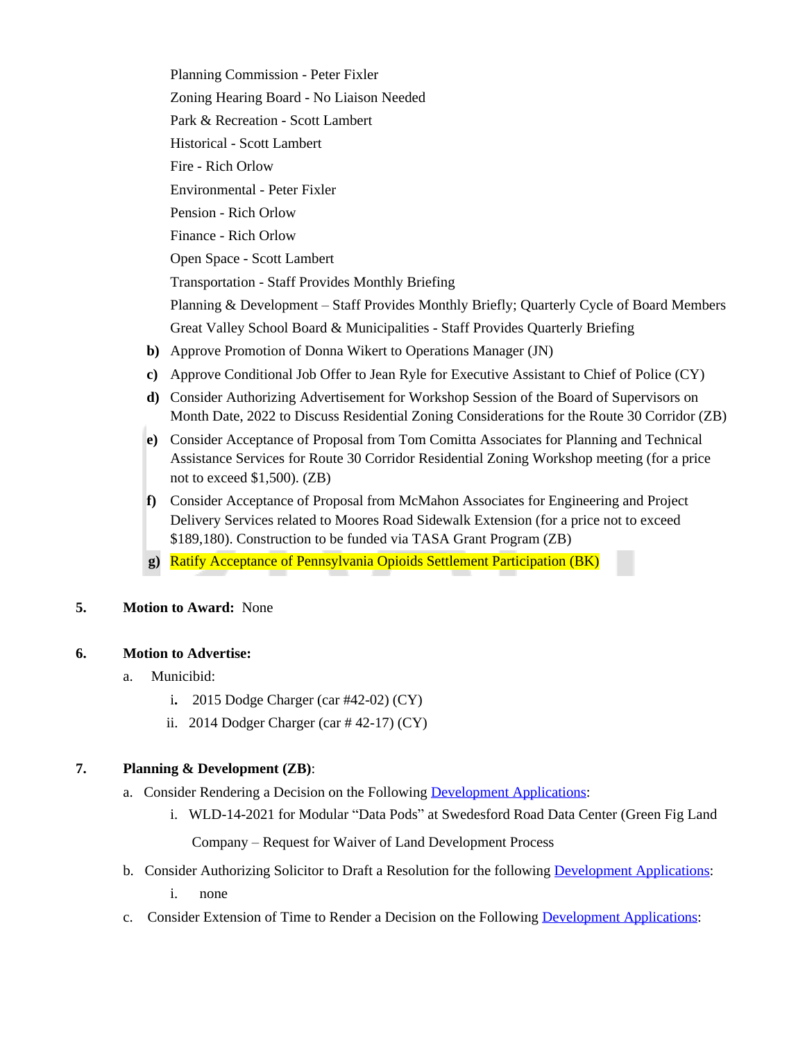Planning Commission - Peter Fixler

Zoning Hearing Board - No Liaison Needed

Park & Recreation - Scott Lambert

Historical - Scott Lambert

Fire - Rich Orlow

Environmental - Peter Fixler

Pension - Rich Orlow

Finance - Rich Orlow

Open Space - Scott Lambert

Transportation - Staff Provides Monthly Briefing

Planning & Development – Staff Provides Monthly Briefly; Quarterly Cycle of Board Members

Great Valley School Board & Municipalities - Staff Provides Quarterly Briefing

**b)** Approve Promotion of Donna Wikert to Operations Manager (JN)

**c)** Approve Conditional Job Offer to Jean Ryle for Executive Assistant to Chief of Police (CY)

**d)** Consider Authorizing Advertisement for Workshop Session of the Board of Supervisors on Month Date, 2022 to Discuss Residential Zoning Considerations for the Route 30 Corridor (ZB)

**e)** Consider Acceptance of Proposal from Tom Comitta Associates for Planning and Technical Assistance Services for Route 30 Corridor Residential Zoning Workshop meeting (for a price not to exceed $1,500). (ZB)

**f)** Consider Acceptance of Proposal from McMahon Associates for Engineering and Project Delivery Services related to Moores Road Sidewalk Extension (for a price not to exceed $189,180). Construction to be funded via TASA Grant Program (ZB)

**g)** Ratify Acceptance of Pennsylvania Opioids Settlement Participation (BK)

**5. Motion to Award:** None

**6. Motion to Advertise:**

a. Municibid:

i. 2015 Dodge Charger (car #42-02) (CY)

ii. 2014 Dodger Charger (car # 42-17) (CY)

**7. Planning & Development (ZB)**:

a. Consider Rendering a Decision on the Following Development Applications:

i. WLD-14-2021 for Modular "Data Pods" at Swedesford Road Data Center (Green Fig Land Company – Request for Waiver of Land Development Process

b. Consider Authorizing Solicitor to Draft a Resolution for the following Development Applications:

i. none

c. Consider Extension of Time to Render a Decision on the Following Development Applications: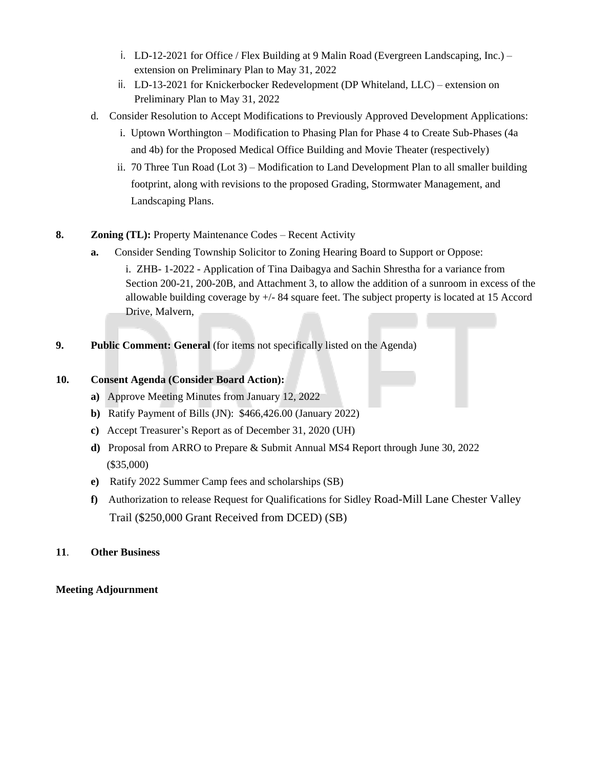- i. LD-12-2021 for Office / Flex Building at 9 Malin Road (Evergreen Landscaping, Inc.) – extension on Preliminary Plan to May 31, 2022
   - ii. LD-13-2021 for Knickerbocker Redevelopment (DP Whiteland, LLC) – extension on Preliminary Plan to May 31, 2022

d. Consider Resolution to Accept Modifications to Previously Approved Development Applications:
   - i. Uptown Worthington – Modification to Phasing Plan for Phase 4 to Create Sub-Phases (4a and 4b) for the Proposed Medical Office Building and Movie Theater (respectively)
   - ii. 70 Three Tun Road (Lot 3) – Modification to Land Development Plan to all smaller building footprint, along with revisions to the proposed Grading, Stormwater Management, and Landscaping Plans.

**8. Zoning (TL):** Property Maintenance Codes – Recent Activity

**a.** Consider Sending Township Solicitor to Zoning Hearing Board to Support or Oppose:

i. ZHB- 1-2022 - Application of Tina Daibagya and Sachin Shrestha for a variance from Section 200-21, 200-20B, and Attachment 3, to allow the addition of a sunroom in excess of the allowable building coverage by +/- 84 square feet. The subject property is located at 15 Accord Drive, Malvern,

**9. Public Comment: General** (for items not specifically listed on the Agenda)

**10. Consent Agenda (Consider Board Action):**

**a)** Approve Meeting Minutes from January 12, 2022

**b)** Ratify Payment of Bills (JN): $466,426.00 (January 2022)

**c)** Accept Treasurer's Report as of December 31, 2020 (UH)

**d)** Proposal from ARRO to Prepare & Submit Annual MS4 Report through June 30, 2022 ($35,000)

**e)** Ratify 2022 Summer Camp fees and scholarships (SB)

**f)** Authorization to release Request for Qualifications for Sidley Road-Mill Lane Chester Valley Trail ($250,000 Grant Received from DCED) (SB)

**11. Other Business**

**Meeting Adjournment**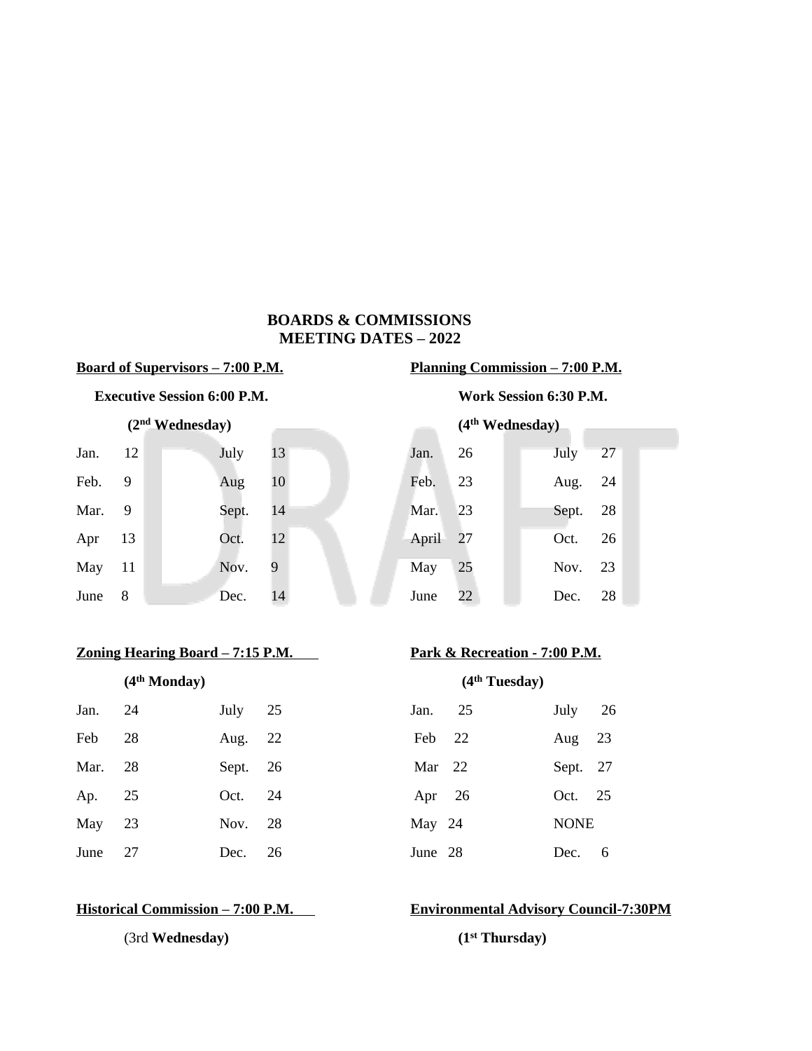# BOARDS & COMMISSIONS
# MEETING DATES – 2022

**Board of Supervisors – 7:00 P.M.**

**Executive Session 6:00 P.M.**

**(2nd Wednesday)**

| | | | |
|---|---|---|---|
| Jan. | 12 | July | 13 |
| Feb. | 9 | Aug | 10 |
| Mar. | 9 | Sept. | 14 |
| Apr | 13 | Oct. | 12 |
| May | 11 | Nov. | 9 |
| June | 8 | Dec. | 14 |

**Planning Commission – 7:00 P.M.**

**Work Session 6:30 P.M.**

**(4th Wednesday)**

| | | | |
|---|---|---|---|
| Jan. | 26 | July | 27 |
| Feb. | 23 | Aug. | 24 |
| Mar. | 23 | Sept. | 28 |
| April | 27 | Oct. | 26 |
| May | 25 | Nov. | 23 |
| June | 22 | Dec. | 28 |

**Zoning Hearing Board – 7:15 P.M.**

**(4th Monday)**

| | | | |
|---|---|---|---|
| Jan. | 24 | July | 25 |
| Feb | 28 | Aug. | 22 |
| Mar. | 28 | Sept. | 26 |
| Ap. | 25 | Oct. | 24 |
| May | 23 | Nov. | 28 |
| June | 27 | Dec. | 26 |

**Park & Recreation - 7:00 P.M.**

**(4th Tuesday)**

| | | | |
|---|---|---|---|
| Jan. | 25 | July | 26 |
| Feb | 22 | Aug | 23 |
| Mar | 22 | Sept. | 27 |
| Apr | 26 | Oct. | 25 |
| May | 24 | NONE | |
| June | 28 | Dec. | 6 |

**Historical Commission – 7:00 P.M.**

(3rd **Wednesday)**

**Environmental Advisory Council-7:30PM**

**(1st Thursday)**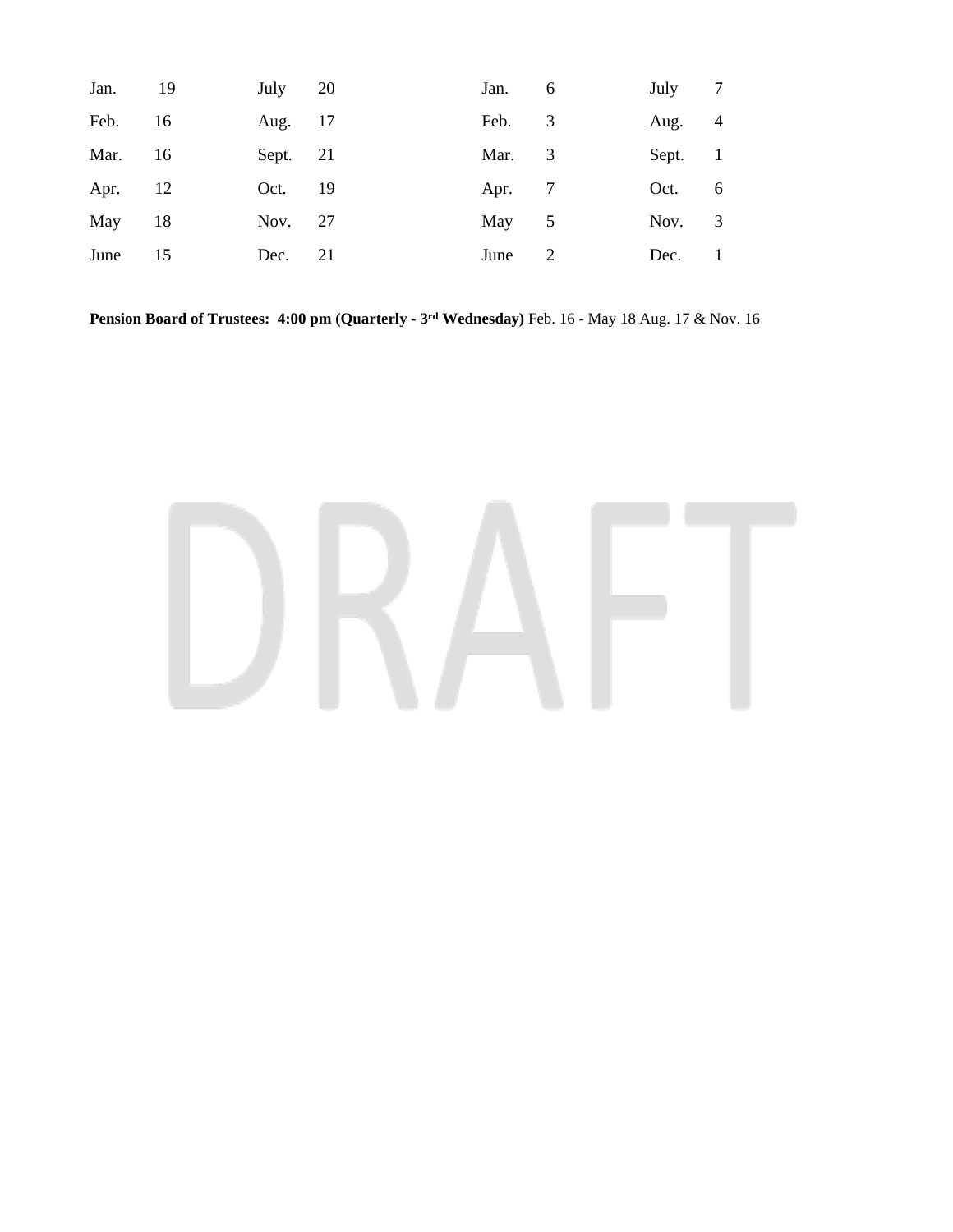| | | | | | | | | | | | |
|---|---|---|---|---|---|---|---|---|---|---|---|
| Jan. | 19 | | July | 20 | | Jan. | 6 | | July | 7 | |
| Feb. | 16 | | Aug. | 17 | | Feb. | 3 | | Aug. | 4 | |
| Mar. | 16 | | Sept. | 21 | | Mar. | 3 | | Sept. | 1 | |
| Apr. | 12 | | Oct. | 19 | | Apr. | 7 | | Oct. | 6 | |
| May | 18 | | Nov. | 27 | | May | 5 | | Nov. | 3 | |
| June | 15 | | Dec. | 21 | | June | 2 | | Dec. | 1 | |

**Pension Board of Trustees: 4:00 pm (Quarterly - 3rd Wednesday)** Feb. 16 - May 18 Aug. 17 & Nov. 16

DRAFT